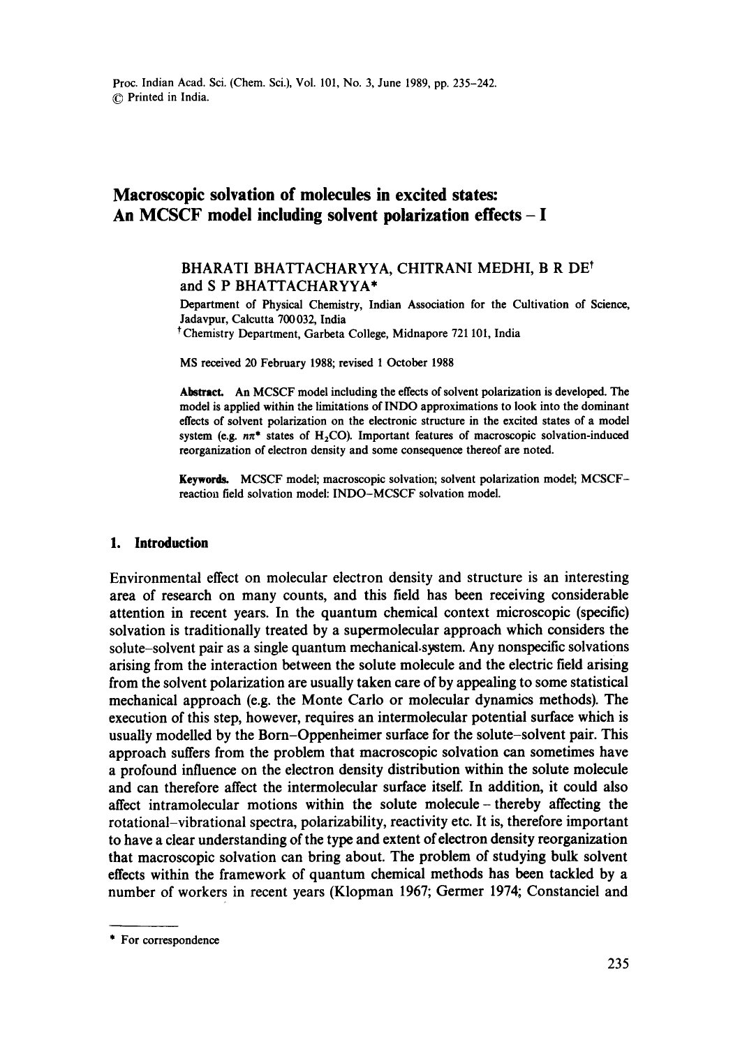# Macroscopic solvation of molecules in excited states: An MCSCF model including solvent polarization effects – I

BHARATI BHATTACHARYYA, CHITRANI MEDHI, B R DE[†] and S P BHATTACHARYYA*

Department of Physical Chemistry, Indian Association for the Cultivation of Science, Jadavpur, Calcutta 700 032, India

[†] Chemistry Department, Garbeta College, Midnapore 721 101, India

MS received 20 February 1988; revised 1 October 1988

**Abstract.** An MCSCF model including the effects of solvent polarization is developed. The model is applied within the limitations of INDO approximations to look into the dominant effects of solvent polarization on the electronic structure in the excited states of a model system (e.g. $n\pi^*$ states of $H_2CO$). Important features of macroscopic solvation-induced reorganization of electron density and some consequence thereof are noted.

**Keywords.** MCSCF model; macroscopic solvation; solvent polarization model; MCSCF–reaction field solvation model: INDO–MCSCF solvation model.

## 1. Introduction

Environmental effect on molecular electron density and structure is an interesting area of research on many counts, and this field has been receiving considerable attention in recent years. In the quantum chemical context microscopic (specific) solvation is traditionally treated by a supermolecular approach which considers the solute–solvent pair as a single quantum mechanical system. Any nonspecific solvations arising from the interaction between the solute molecule and the electric field arising from the solvent polarization are usually taken care of by appealing to some statistical mechanical approach (e.g. the Monte Carlo or molecular dynamics methods). The execution of this step, however, requires an intermolecular potential surface which is usually modelled by the Born–Oppenheimer surface for the solute–solvent pair. This approach suffers from the problem that macroscopic solvation can sometimes have a profound influence on the electron density distribution within the solute molecule and can therefore affect the intermolecular surface itself. In addition, it could also affect intramolecular motions within the solute molecule – thereby affecting the rotational–vibrational spectra, polarizability, reactivity etc. It is, therefore important to have a clear understanding of the type and extent of electron density reorganization that macroscopic solvation can bring about. The problem of studying bulk solvent effects within the framework of quantum chemical methods has been tackled by a number of workers in recent years (Klopman 1967; Germer 1974; Constanciel and

---

\* For correspondence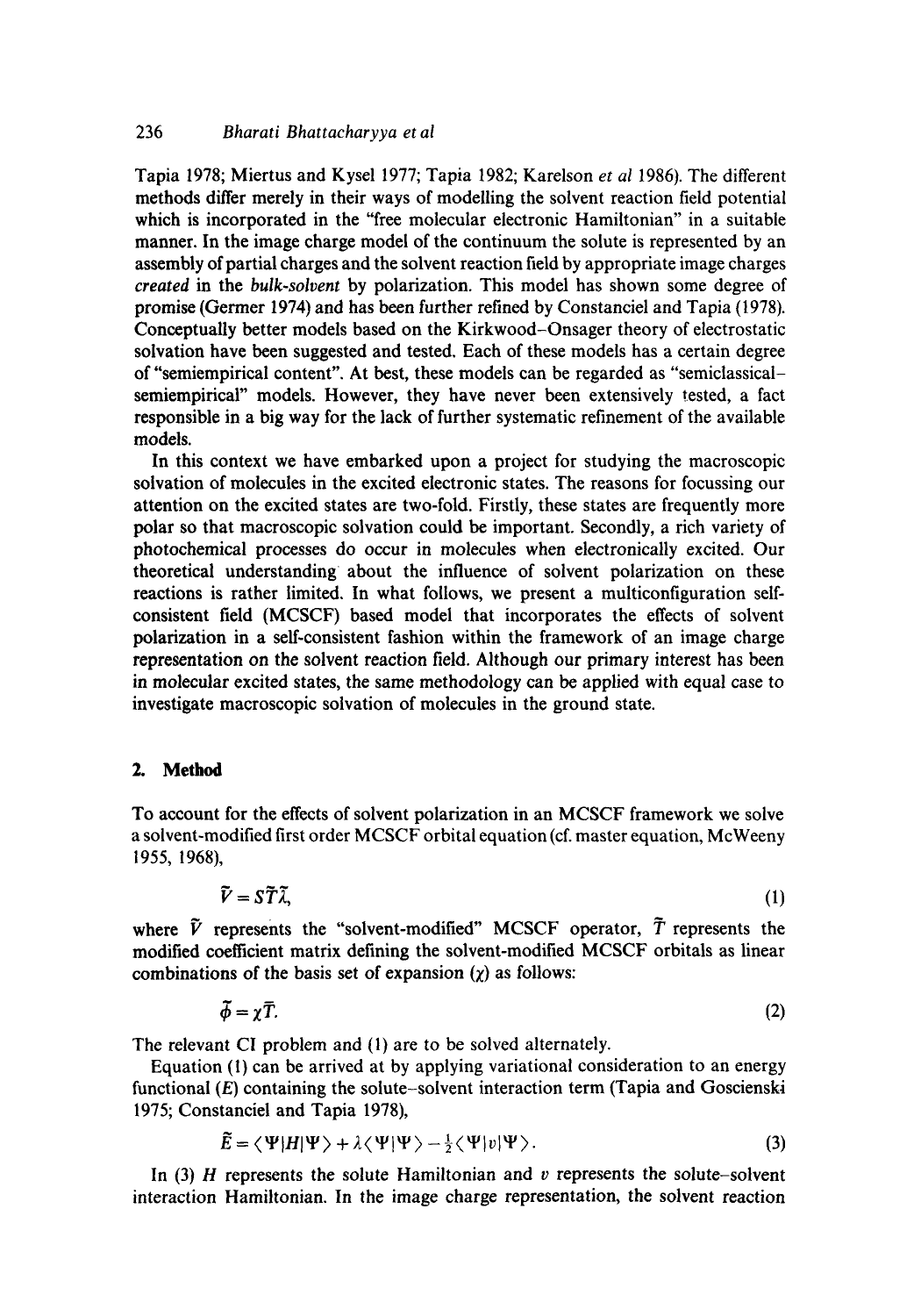Tapia 1978; Miertus and Kysel 1977; Tapia 1982; Karelson *et al* 1986). The different methods differ merely in their ways of modelling the solvent reaction field potential which is incorporated in the "free molecular electronic Hamiltonian" in a suitable manner. In the image charge model of the continuum the solute is represented by an assembly of partial charges and the solvent reaction field by appropriate image charges *created* in the *bulk-solvent* by polarization. This model has shown some degree of promise (Germer 1974) and has been further refined by Constanciel and Tapia (1978). Conceptually better models based on the Kirkwood–Onsager theory of electrostatic solvation have been suggested and tested. Each of these models has a certain degree of "semiempirical content". At best, these models can be regarded as "semiclassical–semiempirical" models. However, they have never been extensively tested, a fact responsible in a big way for the lack of further systematic refinement of the available models.

In this context we have embarked upon a project for studying the macroscopic solvation of molecules in the excited electronic states. The reasons for focussing our attention on the excited states are two-fold. Firstly, these states are frequently more polar so that macroscopic solvation could be important. Secondly, a rich variety of photochemical processes do occur in molecules when electronically excited. Our theoretical understanding about the influence of solvent polarization on these reactions is rather limited. In what follows, we present a multiconfiguration self-consistent field (MCSCF) based model that incorporates the effects of solvent polarization in a self-consistent fashion within the framework of an image charge representation on the solvent reaction field. Although our primary interest has been in molecular excited states, the same methodology can be applied with equal case to investigate macroscopic solvation of molecules in the ground state.

## 2. Method

To account for the effects of solvent polarization in an MCSCF framework we solve a solvent-modified first order MCSCF orbital equation (cf. master equation, McWeeny 1955, 1968),

$$\tilde{V} = S\tilde{T}\tilde{\lambda}, \tag{1}$$

where $\tilde{V}$ represents the "solvent-modified" MCSCF operator, $\tilde{T}$ represents the modified coefficient matrix defining the solvent-modified MCSCF orbitals as linear combinations of the basis set of expansion ($\chi$) as follows:

$$\tilde{\phi} = \chi\tilde{T}. \tag{2}$$

The relevant CI problem and (1) are to be solved alternately.

Equation (1) can be arrived at by applying variational consideration to an energy functional ($E$) containing the solute–solvent interaction term (Tapia and Goscienski 1975; Constanciel and Tapia 1978),

$$\tilde{E} = \langle \Psi | H | \Psi \rangle + \lambda \langle \Psi | \Psi \rangle - \tfrac{1}{2} \langle \Psi | v | \Psi \rangle. \tag{3}$$

In (3) $H$ represents the solute Hamiltonian and $v$ represents the solute–solvent interaction Hamiltonian. In the image charge representation, the solvent reaction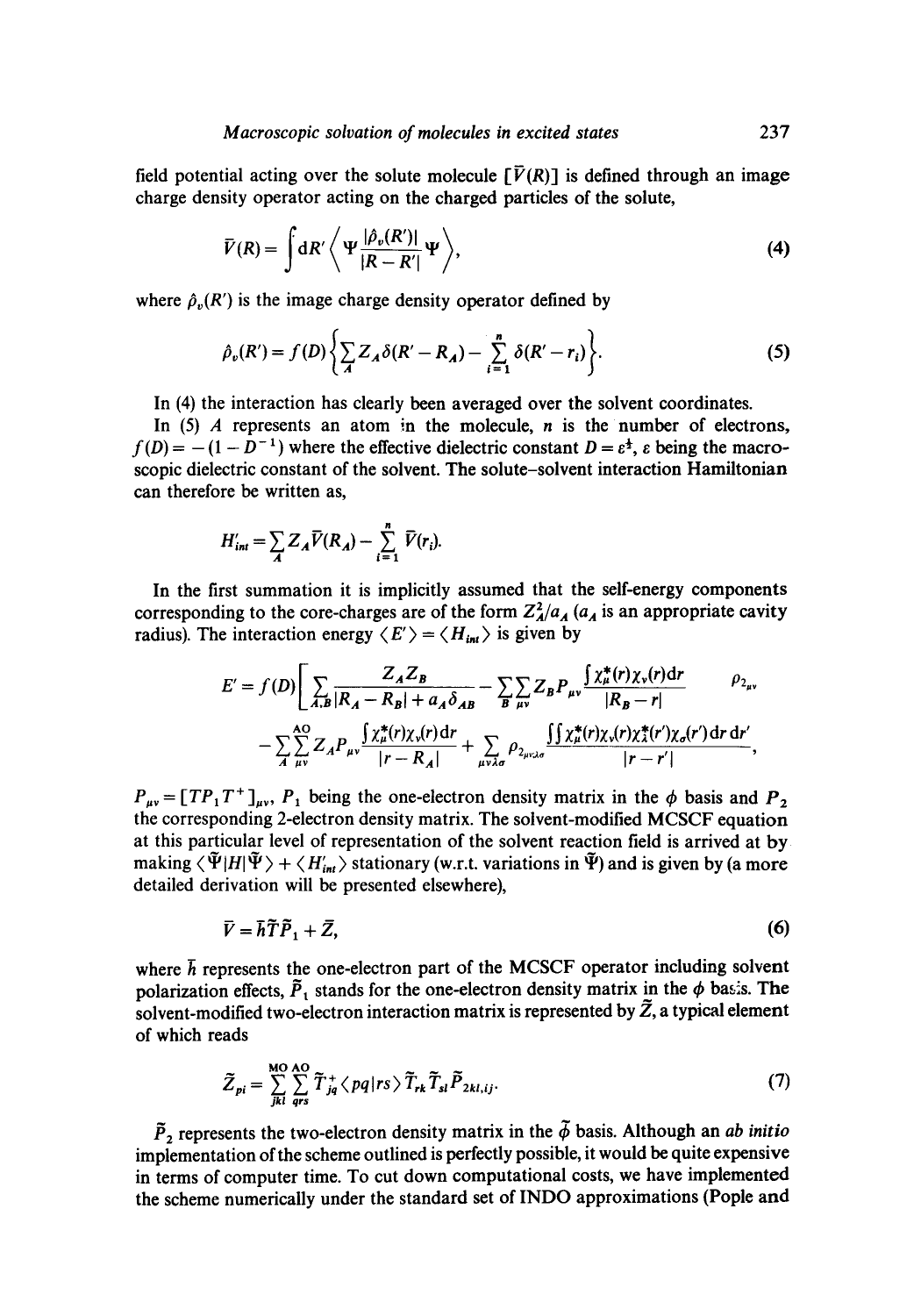field potential acting over the solute molecule $[\bar{V}(R)]$ is defined through an image charge density operator acting on the charged particles of the solute,

$$\bar{V}(R) = \int \mathrm{d}R' \left\langle \Psi \frac{|\hat{\rho}_v(R')|}{|R - R'|} \Psi \right\rangle, \tag{4}$$

where $\hat{\rho}_v(R')$ is the image charge density operator defined by

$$\hat{\rho}_v(R') = f(D) \left\{ \sum_A Z_A \delta(R' - R_A) - \sum_{i=1}^{n} \delta(R' - r_i) \right\}. \tag{5}$$

In (4) the interaction has clearly been averaged over the solvent coordinates.

In (5) $A$ represents an atom in the molecule, $n$ is the number of electrons, $f(D) = -(1 - D^{-1})$ where the effective dielectric constant $D = \varepsilon^{\frac{1}{2}}$, $\varepsilon$ being the macroscopic dielectric constant of the solvent. The solute–solvent interaction Hamiltonian can therefore be written as,

$$H'_{int} = \sum_A Z_A \bar{V}(R_A) - \sum_{i=1}^{n} \bar{V}(r_i).$$

In the first summation it is implicitly assumed that the self-energy components corresponding to the core-charges are of the form $Z_A^2/a_A$ ($a_A$ is an appropriate cavity radius). The interaction energy $\langle E' \rangle = \langle H_{int} \rangle$ is given by

$$E' = f(D) \left[ \sum_{A,B} \frac{Z_A Z_B}{|R_A - R_B| + a_A \delta_{AB}} - \sum_B \sum_{\mu\nu} Z_B P_{\mu\nu} \frac{\int \chi_\mu^*(r) \chi_\nu(r) \mathrm{d}r}{|R_B - r|} \right. \quad \rho_{2_{\mu\nu}}$$

$$\left. - \sum_A \sum_{\mu\nu}^{AO} Z_A P_{\mu\nu} \frac{\int \chi_\mu^*(r) \chi_\nu(r) \mathrm{d}r}{|r - R_A|} + \sum_{\mu\nu\lambda\sigma} \rho_{2_{\mu\nu\lambda\sigma}} \frac{\int\int \chi_\mu^*(r) \chi_\nu(r) \chi_\lambda^*(r') \chi_\sigma(r') \mathrm{d}r \, \mathrm{d}r'}{|r - r'|} \right],$$

$P_{\mu\nu} = [TP_1 T^+]_{\mu\nu}$, $P_1$ being the one-electron density matrix in the $\phi$ basis and $P_2$ the corresponding 2-electron density matrix. The solvent-modified MCSCF equation at this particular level of representation of the solvent reaction field is arrived at by making $\langle \tilde{\Psi} | H | \tilde{\Psi} \rangle + \langle H'_{int} \rangle$ stationary (w.r.t. variations in $\tilde{\Psi}$) and is given by (a more detailed derivation will be presented elsewhere),

$$\bar{V} = \bar{h} \tilde{T} \tilde{P}_1 + \bar{Z}, \tag{6}$$

where $\bar{h}$ represents the one-electron part of the MCSCF operator including solvent polarization effects, $\tilde{P}_1$ stands for the one-electron density matrix in the $\phi$ basis. The solvent-modified two-electron interaction matrix is represented by $\tilde{Z}$, a typical element of which reads

$$\tilde{Z}_{pi} = \sum_{jkl}^{MO} \sum_{qrs}^{AO} \tilde{T}_{jq}^+ \langle pq | rs \rangle \tilde{T}_{rk} \tilde{T}_{sl} \tilde{P}_{2kl,ij}. \tag{7}$$

$\tilde{P}_2$ represents the two-electron density matrix in the $\tilde{\phi}$ basis. Although an *ab initio* implementation of the scheme outlined is perfectly possible, it would be quite expensive in terms of computer time. To cut down computational costs, we have implemented the scheme numerically under the standard set of INDO approximations (Pople and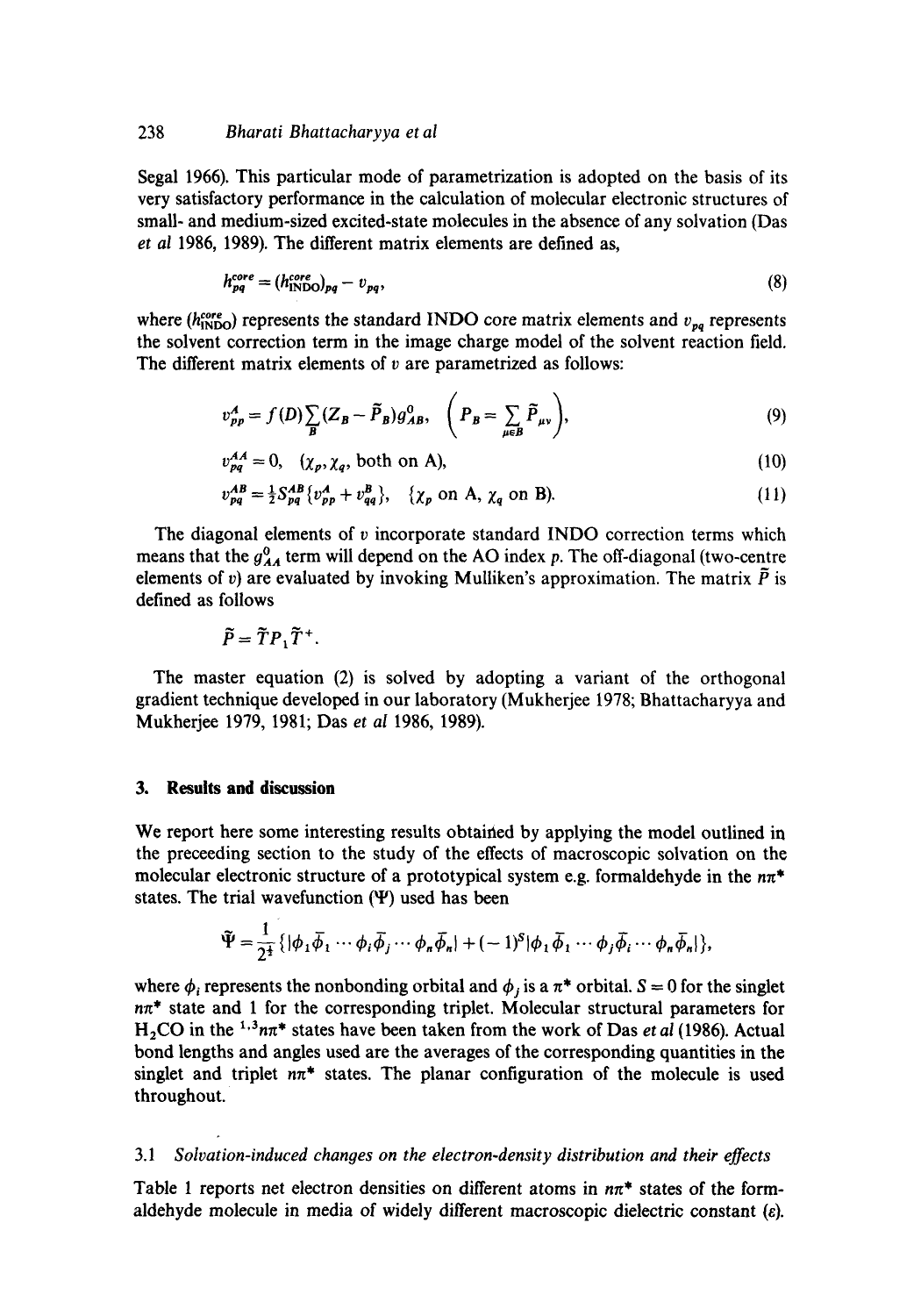Segal 1966). This particular mode of parametrization is adopted on the basis of its very satisfactory performance in the calculation of molecular electronic structures of small- and medium-sized excited-state molecules in the absence of any solvation (Das *et al* 1986, 1989). The different matrix elements are defined as,

$$h_{pq}^{core} = (h_{\text{INDO}}^{core})_{pq} - v_{pq}, \tag{8}$$

where $(h_{\text{INDO}}^{core})$ represents the standard INDO core matrix elements and $v_{pq}$ represents the solvent correction term in the image charge model of the solvent reaction field. The different matrix elements of $v$ are parametrized as follows:

$$v_{pp}^{A} = f(D)\sum_{B}(Z_B - \tilde{P}_B)g_{AB}^{0}, \quad \left(P_B = \sum_{\mu\in B}\tilde{P}_{\mu\nu}\right), \tag{9}$$

$$v_{pq}^{AA} = 0, \quad (\chi_p, \chi_q, \text{ both on A}), \tag{10}$$

$$v_{pq}^{AB} = \tfrac{1}{2}S_{pq}^{AB}\{v_{pp}^{A} + v_{qq}^{B}\}, \quad \{\chi_p \text{ on A}, \chi_q \text{ on B}\}. \tag{11}$$

The diagonal elements of $v$ incorporate standard INDO correction terms which means that the $g_{AA}^{0}$ term will depend on the AO index $p$. The off-diagonal (two-centre elements of $v$) are evaluated by invoking Mulliken's approximation. The matrix $\tilde{P}$ is defined as follows

$$\tilde{P} = \tilde{T}P_1\tilde{T}^{+}.$$

The master equation (2) is solved by adopting a variant of the orthogonal gradient technique developed in our laboratory (Mukherjee 1978; Bhattacharyya and Mukherjee 1979, 1981; Das *et al* 1986, 1989).

## 3. Results and discussion

We report here some interesting results obtained by applying the model outlined in the preceeding section to the study of the effects of macroscopic solvation on the molecular electronic structure of a prototypical system e.g. formaldehyde in the $n\pi^*$ states. The trial wavefunction ($\Psi$) used has been

$$\tilde{\Psi} = \frac{1}{2^{\frac{1}{2}}}\{|\phi_1\bar{\phi}_1\cdots\phi_i\bar{\phi}_j\cdots\phi_n\bar{\phi}_n| + (-1)^S|\phi_1\bar{\phi}_1\cdots\phi_j\bar{\phi}_i\cdots\phi_n\bar{\phi}_n|\},$$

where $\phi_i$ represents the nonbonding orbital and $\phi_j$ is a $\pi^*$ orbital. $S = 0$ for the singlet $n\pi^*$ state and 1 for the corresponding triplet. Molecular structural parameters for $H_2CO$ in the $^{1,3}n\pi^*$ states have been taken from the work of Das *et al* (1986). Actual bond lengths and angles used are the averages of the corresponding quantities in the singlet and triplet $n\pi^*$ states. The planar configuration of the molecule is used throughout.

### 3.1 *Solvation-induced changes on the electron-density distribution and their effects*

Table 1 reports net electron densities on different atoms in $n\pi^*$ states of the formaldehyde molecule in media of widely different macroscopic dielectric constant ($\varepsilon$).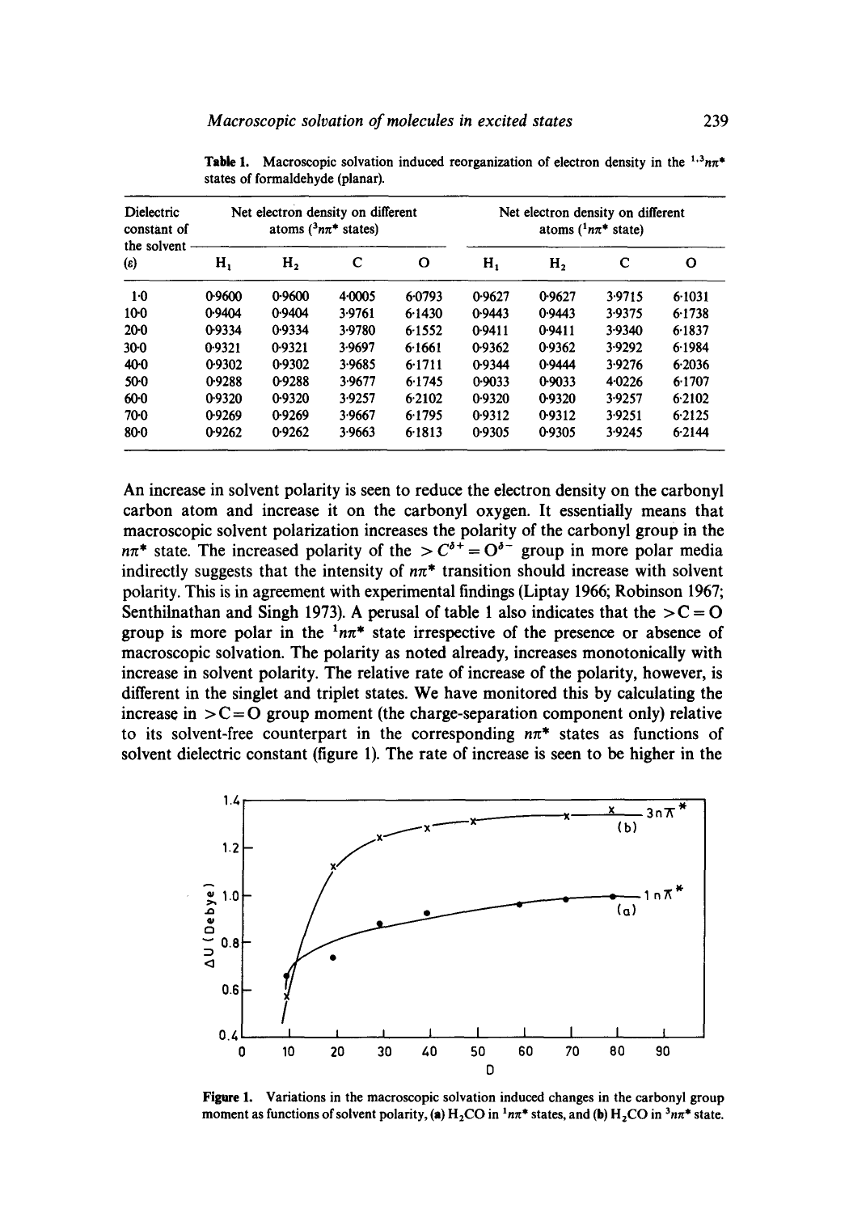Table 1. Macroscopic solvation induced reorganization of electron density in the $^{1,3}n\pi^*$ states of formaldehyde (planar).

| Dielectric constant of the solvent | Net electron density on different atoms ($^3n\pi^*$ states) | | | | Net electron density on different atoms ($^1n\pi^*$ state) | | | |
|---|---|---|---|---|---|---|---|---|
| ($\varepsilon$) | $H_1$ | $H_2$ | C | O | $H_1$ | $H_2$ | C | O |
| 1·0 | 0·9600 | 0·9600 | 4·0005 | 6·0793 | 0·9627 | 0·9627 | 3·9715 | 6·1031 |
| 10·0 | 0·9404 | 0·9404 | 3·9761 | 6·1430 | 0·9443 | 0·9443 | 3·9375 | 6·1738 |
| 20·0 | 0·9334 | 0·9334 | 3·9780 | 6·1552 | 0·9411 | 0·9411 | 3·9340 | 6·1837 |
| 30·0 | 0·9321 | 0·9321 | 3·9697 | 6·1661 | 0·9362 | 0·9362 | 3·9292 | 6·1984 |
| 40·0 | 0·9302 | 0·9302 | 3·9685 | 6·1711 | 0·9344 | 0·9444 | 3·9276 | 6·2036 |
| 50·0 | 0·9288 | 0·9288 | 3·9677 | 6·1745 | 0·9033 | 0·9033 | 4·0226 | 6·1707 |
| 60·0 | 0·9320 | 0·9320 | 3·9257 | 6·2102 | 0·9320 | 0·9320 | 3·9257 | 6·2102 |
| 70·0 | 0·9269 | 0·9269 | 3·9667 | 6·1795 | 0·9312 | 0·9312 | 3·9251 | 6·2125 |
| 80·0 | 0·9262 | 0·9262 | 3·9663 | 6·1813 | 0·9305 | 0·9305 | 3·9245 | 6·2144 |

An increase in solvent polarity is seen to reduce the electron density on the carbonyl carbon atom and increase it on the carbonyl oxygen. It essentially means that macroscopic solvent polarization increases the polarity of the carbonyl group in the $n\pi^*$ state. The increased polarity of the $>C^{\delta+}=O^{\delta-}$ group in more polar media indirectly suggests that the intensity of $n\pi^*$ transition should increase with solvent polarity. This is in agreement with experimental findings (Liptay 1966; Robinson 1967; Senthilnathan and Singh 1973). A perusal of table 1 also indicates that the $>C=O$ group is more polar in the $^1n\pi^*$ state irrespective of the presence or absence of macroscopic solvation. The polarity as noted already, increases monotonically with increase in solvent polarity. The relative rate of increase of the polarity, however, is different in the singlet and triplet states. We have monitored this by calculating the increase in $>C=O$ group moment (the charge-separation component only) relative to its solvent-free counterpart in the corresponding $n\pi^*$ states as functions of solvent dielectric constant (figure 1). The rate of increase is seen to be higher in the

ΔU (Debye)
1.4
1.2
1.0
0.8
0.6
0.4
0 10 20 30 40 50 60 70 80 90
D
3nπ* (b)
1nπ* (a)

Figure 1. Variations in the macroscopic solvation induced changes in the carbonyl group moment as functions of solvent polarity, (a) $H_2CO$ in $^1n\pi^*$ states, and (b) $H_2CO$ in $^3n\pi^*$ state.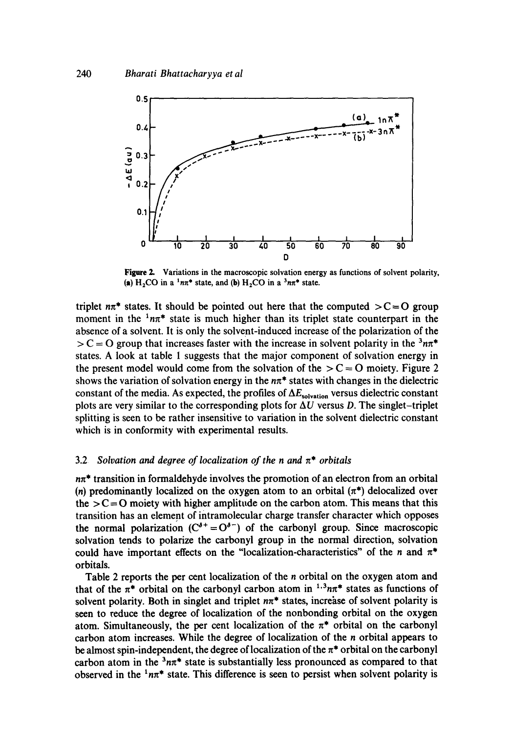0.5
0.4
0.3
0.2
0.1
0
$-\Delta E$ (au)
10 20 30 40 50 60 70 80 90
D
(a) $1n\pi^*$
(b) $3n\pi^*$

**Figure 2.** Variations in the macroscopic solvation energy as functions of solvent polarity, (a) $H_2CO$ in a $^1n\pi^*$ state, and (b) $H_2CO$ in a $^3n\pi^*$ state.

triplet $n\pi^*$ states. It should be pointed out here that the computed $>C=O$ group moment in the $^1n\pi^*$ state is much higher than its triplet state counterpart in the absence of a solvent. It is only the solvent-induced increase of the polarization of the $>C=O$ group that increases faster with the increase in solvent polarity in the $^3n\pi^*$ states. A look at table 1 suggests that the major component of solvation energy in the present model would come from the solvation of the $>C=O$ moiety. Figure 2 shows the variation of solvation energy in the $n\pi^*$ states with changes in the dielectric constant of the media. As expected, the profiles of $\Delta E_{\mathrm{solvation}}$ versus dielectric constant plots are very similar to the corresponding plots for $\Delta U$ versus $D$. The singlet–triplet splitting is seen to be rather insensitive to variation in the solvent dielectric constant which is in conformity with experimental results.

### 3.2 *Solvation and degree of localization of the n and $\pi^*$ orbitals*

$n\pi^*$ transition in formaldehyde involves the promotion of an electron from an orbital ($n$) predominantly localized on the oxygen atom to an orbital ($\pi^*$) delocalized over the $>C=O$ moiety with higher amplitude on the carbon atom. This means that this transition has an element of intramolecular charge transfer character which opposes the normal polarization ($C^{\delta+}=O^{\delta-}$) of the carbonyl group. Since macroscopic solvation tends to polarize the carbonyl group in the normal direction, solvation could have important effects on the "localization-characteristics" of the $n$ and $\pi^*$ orbitals.

Table 2 reports the per cent localization of the $n$ orbital on the oxygen atom and that of the $\pi^*$ orbital on the carbonyl carbon atom in $^{1,3}n\pi^*$ states as functions of solvent polarity. Both in singlet and triplet $n\pi^*$ states, increase of solvent polarity is seen to reduce the degree of localization of the nonbonding orbital on the oxygen atom. Simultaneously, the per cent localization of the $\pi^*$ orbital on the carbonyl carbon atom increases. While the degree of localization of the $n$ orbital appears to be almost spin-independent, the degree of localization of the $\pi^*$ orbital on the carbonyl carbon atom in the $^3n\pi^*$ state is substantially less pronounced as compared to that observed in the $^1n\pi^*$ state. This difference is seen to persist when solvent polarity is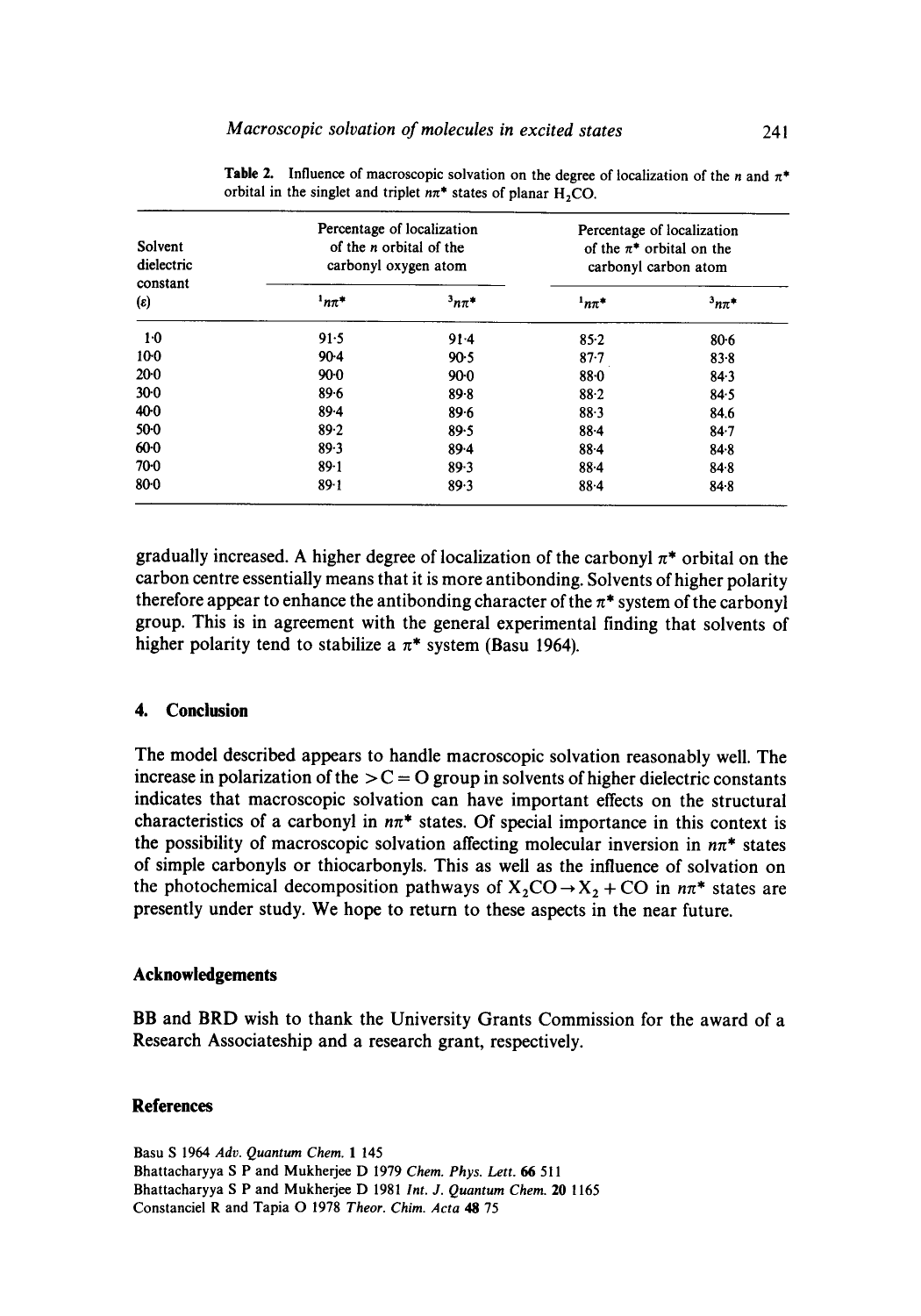**Table 2.** Influence of macroscopic solvation on the degree of localization of the $n$ and $\pi^*$ orbital in the singlet and triplet $n\pi^*$ states of planar $H_2CO$.

| Solvent dielectric constant ($\varepsilon$) | Percentage of localization of the $n$ orbital of the carbonyl oxygen atom | | Percentage of localization of the $\pi^*$ orbital on the carbonyl carbon atom | |
|---|---|---|---|---|
| | $^1n\pi^*$ | $^3n\pi^*$ | $^1n\pi^*$ | $^3n\pi^*$ |
| 1·0 | 91·5 | 91·4 | 85·2 | 80·6 |
| 10·0 | 90·4 | 90·5 | 87·7 | 83·8 |
| 20·0 | 90·0 | 90·0 | 88·0 | 84·3 |
| 30·0 | 89·6 | 89·8 | 88·2 | 84·5 |
| 40·0 | 89·4 | 89·6 | 88·3 | 84.6 |
| 50·0 | 89·2 | 89·5 | 88·4 | 84·7 |
| 60·0 | 89·3 | 89·4 | 88·4 | 84·8 |
| 70·0 | 89·1 | 89·3 | 88·4 | 84·8 |
| 80·0 | 89·1 | 89·3 | 88·4 | 84·8 |

gradually increased. A higher degree of localization of the carbonyl $\pi^*$ orbital on the carbon centre essentially means that it is more antibonding. Solvents of higher polarity therefore appear to enhance the antibonding character of the $\pi^*$ system of the carbonyl group. This is in agreement with the general experimental finding that solvents of higher polarity tend to stabilize a $\pi^*$ system (Basu 1964).

## 4. Conclusion

The model described appears to handle macroscopic solvation reasonably well. The increase in polarization of the $>C=O$ group in solvents of higher dielectric constants indicates that macroscopic solvation can have important effects on the structural characteristics of a carbonyl in $n\pi^*$ states. Of special importance in this context is the possibility of macroscopic solvation affecting molecular inversion in $n\pi^*$ states of simple carbonyls or thiocarbonyls. This as well as the influence of solvation on the photochemical decomposition pathways of $X_2CO \rightarrow X_2 + CO$ in $n\pi^*$ states are presently under study. We hope to return to these aspects in the near future.

## Acknowledgements

BB and BRD wish to thank the University Grants Commission for the award of a Research Associateship and a research grant, respectively.

## References

Basu S 1964 *Adv. Quantum Chem.* **1** 145

Bhattacharyya S P and Mukherjee D 1979 *Chem. Phys. Lett.* **66** 511

Bhattacharyya S P and Mukherjee D 1981 *Int. J. Quantum Chem.* **20** 1165

Constanciel R and Tapia O 1978 *Theor. Chim. Acta* **48** 75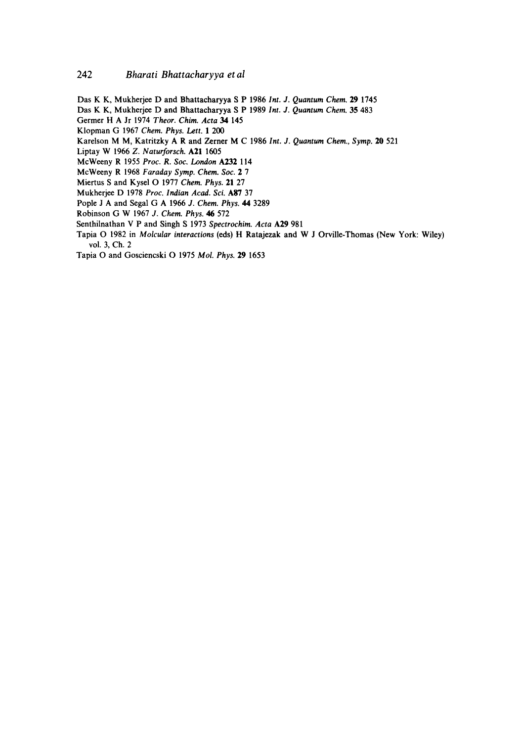Das K K, Mukherjee D and Bhattacharyya S P 1986 *Int. J. Quantum Chem.* **29** 1745

Das K K, Mukherjee D and Bhattacharyya S P 1989 *Int. J. Quantum Chem.* **35** 483

Germer H A Jr 1974 *Theor. Chim. Acta* **34** 145

Klopman G 1967 *Chem. Phys. Lett.* **1** 200

Karelson M M, Katritzky A R and Zerner M C 1986 *Int. J. Quantum Chem., Symp.* **20** 521

Liptay W 1966 *Z. Naturforsch.* **A21** 1605

McWeeny R 1955 *Proc. R. Soc. London* **A232** 114

McWeeny R 1968 *Faraday Symp. Chem. Soc.* **2** 7

Miertus S and Kysel O 1977 *Chem. Phys.* **21** 27

Mukherjee D 1978 *Proc. Indian Acad. Sci.* **A87** 37

Pople J A and Segal G A 1966 *J. Chem. Phys.* **44** 3289

Robinson G W 1967 *J. Chem. Phys.* **46** 572

Senthilnathan V P and Singh S 1973 *Spectrochim. Acta* **A29** 981

Tapia O 1982 in *Molcular interactions* (eds) H Ratajezak and W J Orville-Thomas (New York: Wiley) vol. 3, Ch. 2

Tapia O and Gosciencski O 1975 *Mol. Phys.* **29** 1653